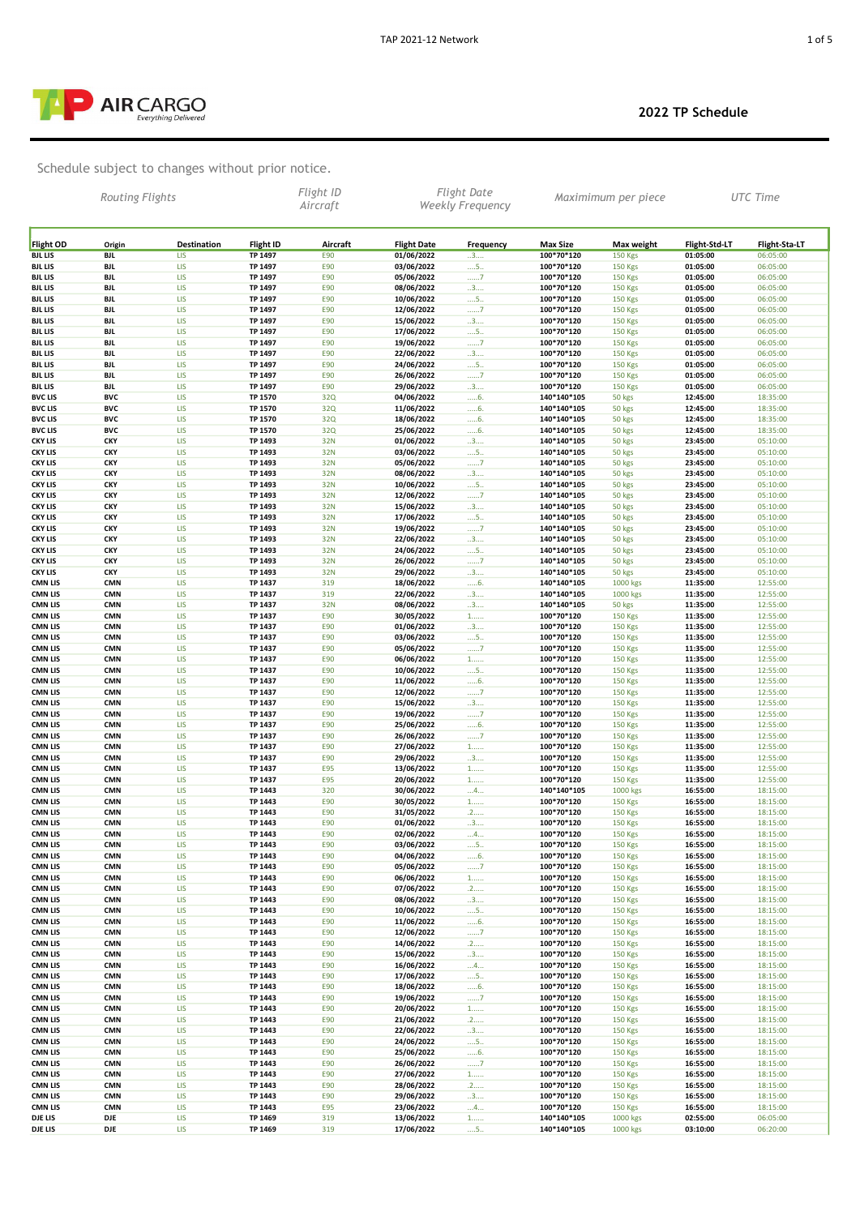AIR CARGO
*Everything Delivered*

## 2022 TP Schedule

Schedule subject to changes without prior notice.

| *Routing Flights* | | | *Flight ID* | *Aircraft* | *Flight Date* | *Weekly Frequency* | *Maximimum per piece* | | *UTC Time* | |
|---|---|---|---|---|---|---|---|---|---|---|
| **Flight OD** | **Origin** | **Destination** | **Flight ID** | **Aircraft** | **Flight Date** | **Frequency** | **Max Size** | **Max weight** | **Flight-Std-LT** | **Flight-Sta-LT** |
| BJL LIS | BJL | LIS | TP 1497 | E90 | 01/06/2022 | ..3.... | 100*70*120 | 150 Kgs | 01:05:00 | 06:05:00 |
| BJL LIS | BJL | LIS | TP 1497 | E90 | 03/06/2022 | ....5.. | 100*70*120 | 150 Kgs | 01:05:00 | 06:05:00 |
| BJL LIS | BJL | LIS | TP 1497 | E90 | 05/06/2022 | ......7 | 100*70*120 | 150 Kgs | 01:05:00 | 06:05:00 |
| BJL LIS | BJL | LIS | TP 1497 | E90 | 08/06/2022 | ..3.... | 100*70*120 | 150 Kgs | 01:05:00 | 06:05:00 |
| BJL LIS | BJL | LIS | TP 1497 | E90 | 10/06/2022 | ....5.. | 100*70*120 | 150 Kgs | 01:05:00 | 06:05:00 |
| BJL LIS | BJL | LIS | TP 1497 | E90 | 12/06/2022 | ......7 | 100*70*120 | 150 Kgs | 01:05:00 | 06:05:00 |
| BJL LIS | BJL | LIS | TP 1497 | E90 | 15/06/2022 | ..3.... | 100*70*120 | 150 Kgs | 01:05:00 | 06:05:00 |
| BJL LIS | BJL | LIS | TP 1497 | E90 | 17/06/2022 | ....5.. | 100*70*120 | 150 Kgs | 01:05:00 | 06:05:00 |
| BJL LIS | BJL | LIS | TP 1497 | E90 | 19/06/2022 | ......7 | 100*70*120 | 150 Kgs | 01:05:00 | 06:05:00 |
| BJL LIS | BJL | LIS | TP 1497 | E90 | 22/06/2022 | ..3.... | 100*70*120 | 150 Kgs | 01:05:00 | 06:05:00 |
| BJL LIS | BJL | LIS | TP 1497 | E90 | 24/06/2022 | ....5.. | 100*70*120 | 150 Kgs | 01:05:00 | 06:05:00 |
| BJL LIS | BJL | LIS | TP 1497 | E90 | 26/06/2022 | ......7 | 100*70*120 | 150 Kgs | 01:05:00 | 06:05:00 |
| BJL LIS | BJL | LIS | TP 1497 | E90 | 29/06/2022 | ..3.... | 100*70*120 | 150 Kgs | 01:05:00 | 06:05:00 |
| BVC LIS | BVC | LIS | TP 1570 | 32Q | 04/06/2022 | .....6. | 140*140*105 | 50 kgs | 12:45:00 | 18:35:00 |
| BVC LIS | BVC | LIS | TP 1570 | 32Q | 11/06/2022 | .....6. | 140*140*105 | 50 kgs | 12:45:00 | 18:35:00 |
| BVC LIS | BVC | LIS | TP 1570 | 32Q | 18/06/2022 | .....6. | 140*140*105 | 50 kgs | 12:45:00 | 18:35:00 |
| BVC LIS | BVC | LIS | TP 1570 | 32Q | 25/06/2022 | .....6. | 140*140*105 | 50 kgs | 12:45:00 | 18:35:00 |
| CKY LIS | CKY | LIS | TP 1493 | 32N | 01/06/2022 | ..3.... | 140*140*105 | 50 kgs | 23:45:00 | 05:10:00 |
| CKY LIS | CKY | LIS | TP 1493 | 32N | 03/06/2022 | ....5.. | 140*140*105 | 50 kgs | 23:45:00 | 05:10:00 |
| CKY LIS | CKY | LIS | TP 1493 | 32N | 05/06/2022 | ......7 | 140*140*105 | 50 kgs | 23:45:00 | 05:10:00 |
| CKY LIS | CKY | LIS | TP 1493 | 32N | 08/06/2022 | ..3.... | 140*140*105 | 50 kgs | 23:45:00 | 05:10:00 |
| CKY LIS | CKY | LIS | TP 1493 | 32N | 10/06/2022 | ....5.. | 140*140*105 | 50 kgs | 23:45:00 | 05:10:00 |
| CKY LIS | CKY | LIS | TP 1493 | 32N | 12/06/2022 | ......7 | 140*140*105 | 50 kgs | 23:45:00 | 05:10:00 |
| CKY LIS | CKY | LIS | TP 1493 | 32N | 15/06/2022 | ..3.... | 140*140*105 | 50 kgs | 23:45:00 | 05:10:00 |
| CKY LIS | CKY | LIS | TP 1493 | 32N | 17/06/2022 | ....5.. | 140*140*105 | 50 kgs | 23:45:00 | 05:10:00 |
| CKY LIS | CKY | LIS | TP 1493 | 32N | 19/06/2022 | ......7 | 140*140*105 | 50 kgs | 23:45:00 | 05:10:00 |
| CKY LIS | CKY | LIS | TP 1493 | 32N | 22/06/2022 | ..3.... | 140*140*105 | 50 kgs | 23:45:00 | 05:10:00 |
| CKY LIS | CKY | LIS | TP 1493 | 32N | 24/06/2022 | ....5.. | 140*140*105 | 50 kgs | 23:45:00 | 05:10:00 |
| CKY LIS | CKY | LIS | TP 1493 | 32N | 26/06/2022 | ......7 | 140*140*105 | 50 kgs | 23:45:00 | 05:10:00 |
| CKY LIS | CKY | LIS | TP 1493 | 32N | 29/06/2022 | ..3.... | 140*140*105 | 50 kgs | 23:45:00 | 05:10:00 |
| CMN LIS | CMN | LIS | TP 1437 | 319 | 18/06/2022 | .....6. | 140*140*105 | 1000 kgs | 11:35:00 | 12:55:00 |
| CMN LIS | CMN | LIS | TP 1437 | 319 | 22/06/2022 | ..3.... | 140*140*105 | 1000 kgs | 11:35:00 | 12:55:00 |
| CMN LIS | CMN | LIS | TP 1437 | 32N | 08/06/2022 | ..3.... | 140*140*105 | 50 kgs | 11:35:00 | 12:55:00 |
| CMN LIS | CMN | LIS | TP 1437 | E90 | 30/05/2022 | 1...... | 100*70*120 | 150 Kgs | 11:35:00 | 12:55:00 |
| CMN LIS | CMN | LIS | TP 1437 | E90 | 01/06/2022 | ..3.... | 100*70*120 | 150 Kgs | 11:35:00 | 12:55:00 |
| CMN LIS | CMN | LIS | TP 1437 | E90 | 03/06/2022 | ....5.. | 100*70*120 | 150 Kgs | 11:35:00 | 12:55:00 |
| CMN LIS | CMN | LIS | TP 1437 | E90 | 05/06/2022 | ......7 | 100*70*120 | 150 Kgs | 11:35:00 | 12:55:00 |
| CMN LIS | CMN | LIS | TP 1437 | E90 | 06/06/2022 | 1...... | 100*70*120 | 150 Kgs | 11:35:00 | 12:55:00 |
| CMN LIS | CMN | LIS | TP 1437 | E90 | 10/06/2022 | ....5.. | 100*70*120 | 150 Kgs | 11:35:00 | 12:55:00 |
| CMN LIS | CMN | LIS | TP 1437 | E90 | 11/06/2022 | .....6. | 100*70*120 | 150 Kgs | 11:35:00 | 12:55:00 |
| CMN LIS | CMN | LIS | TP 1437 | E90 | 12/06/2022 | ......7 | 100*70*120 | 150 Kgs | 11:35:00 | 12:55:00 |
| CMN LIS | CMN | LIS | TP 1437 | E90 | 15/06/2022 | ..3.... | 100*70*120 | 150 Kgs | 11:35:00 | 12:55:00 |
| CMN LIS | CMN | LIS | TP 1437 | E90 | 19/06/2022 | ......7 | 100*70*120 | 150 Kgs | 11:35:00 | 12:55:00 |
| CMN LIS | CMN | LIS | TP 1437 | E90 | 25/06/2022 | .....6. | 100*70*120 | 150 Kgs | 11:35:00 | 12:55:00 |
| CMN LIS | CMN | LIS | TP 1437 | E90 | 26/06/2022 | ......7 | 100*70*120 | 150 Kgs | 11:35:00 | 12:55:00 |
| CMN LIS | CMN | LIS | TP 1437 | E90 | 27/06/2022 | 1...... | 100*70*120 | 150 Kgs | 11:35:00 | 12:55:00 |
| CMN LIS | CMN | LIS | TP 1437 | E90 | 29/06/2022 | ..3.... | 100*70*120 | 150 Kgs | 11:35:00 | 12:55:00 |
| CMN LIS | CMN | LIS | TP 1437 | E95 | 13/06/2022 | 1...... | 100*70*120 | 150 Kgs | 11:35:00 | 12:55:00 |
| CMN LIS | CMN | LIS | TP 1437 | E95 | 20/06/2022 | 1...... | 100*70*120 | 150 Kgs | 11:35:00 | 12:55:00 |
| CMN LIS | CMN | LIS | TP 1443 | 320 | 30/06/2022 | ...4... | 140*140*105 | 1000 kgs | 16:55:00 | 18:15:00 |
| CMN LIS | CMN | LIS | TP 1443 | E90 | 30/05/2022 | 1...... | 100*70*120 | 150 Kgs | 16:55:00 | 18:15:00 |
| CMN LIS | CMN | LIS | TP 1443 | E90 | 31/05/2022 | .2..... | 100*70*120 | 150 Kgs | 16:55:00 | 18:15:00 |
| CMN LIS | CMN | LIS | TP 1443 | E90 | 01/06/2022 | ..3.... | 100*70*120 | 150 Kgs | 16:55:00 | 18:15:00 |
| CMN LIS | CMN | LIS | TP 1443 | E90 | 02/06/2022 | ...4... | 100*70*120 | 150 Kgs | 16:55:00 | 18:15:00 |
| CMN LIS | CMN | LIS | TP 1443 | E90 | 03/06/2022 | ....5.. | 100*70*120 | 150 Kgs | 16:55:00 | 18:15:00 |
| CMN LIS | CMN | LIS | TP 1443 | E90 | 04/06/2022 | .....6. | 100*70*120 | 150 Kgs | 16:55:00 | 18:15:00 |
| CMN LIS | CMN | LIS | TP 1443 | E90 | 05/06/2022 | ......7 | 100*70*120 | 150 Kgs | 16:55:00 | 18:15:00 |
| CMN LIS | CMN | LIS | TP 1443 | E90 | 06/06/2022 | 1...... | 100*70*120 | 150 Kgs | 16:55:00 | 18:15:00 |
| CMN LIS | CMN | LIS | TP 1443 | E90 | 07/06/2022 | .2..... | 100*70*120 | 150 Kgs | 16:55:00 | 18:15:00 |
| CMN LIS | CMN | LIS | TP 1443 | E90 | 08/06/2022 | ..3.... | 100*70*120 | 150 Kgs | 16:55:00 | 18:15:00 |
| CMN LIS | CMN | LIS | TP 1443 | E90 | 10/06/2022 | ....5.. | 100*70*120 | 150 Kgs | 16:55:00 | 18:15:00 |
| CMN LIS | CMN | LIS | TP 1443 | E90 | 11/06/2022 | .....6. | 100*70*120 | 150 Kgs | 16:55:00 | 18:15:00 |
| CMN LIS | CMN | LIS | TP 1443 | E90 | 12/06/2022 | ......7 | 100*70*120 | 150 Kgs | 16:55:00 | 18:15:00 |
| CMN LIS | CMN | LIS | TP 1443 | E90 | 14/06/2022 | .2..... | 100*70*120 | 150 Kgs | 16:55:00 | 18:15:00 |
| CMN LIS | CMN | LIS | TP 1443 | E90 | 15/06/2022 | ..3.... | 100*70*120 | 150 Kgs | 16:55:00 | 18:15:00 |
| CMN LIS | CMN | LIS | TP 1443 | E90 | 16/06/2022 | ...4... | 100*70*120 | 150 Kgs | 16:55:00 | 18:15:00 |
| CMN LIS | CMN | LIS | TP 1443 | E90 | 17/06/2022 | ....5.. | 100*70*120 | 150 Kgs | 16:55:00 | 18:15:00 |
| CMN LIS | CMN | LIS | TP 1443 | E90 | 18/06/2022 | .....6. | 100*70*120 | 150 Kgs | 16:55:00 | 18:15:00 |
| CMN LIS | CMN | LIS | TP 1443 | E90 | 19/06/2022 | ......7 | 100*70*120 | 150 Kgs | 16:55:00 | 18:15:00 |
| CMN LIS | CMN | LIS | TP 1443 | E90 | 20/06/2022 | 1...... | 100*70*120 | 150 Kgs | 16:55:00 | 18:15:00 |
| CMN LIS | CMN | LIS | TP 1443 | E90 | 21/06/2022 | .2..... | 100*70*120 | 150 Kgs | 16:55:00 | 18:15:00 |
| CMN LIS | CMN | LIS | TP 1443 | E90 | 22/06/2022 | ..3.... | 100*70*120 | 150 Kgs | 16:55:00 | 18:15:00 |
| CMN LIS | CMN | LIS | TP 1443 | E90 | 24/06/2022 | ....5.. | 100*70*120 | 150 Kgs | 16:55:00 | 18:15:00 |
| CMN LIS | CMN | LIS | TP 1443 | E90 | 25/06/2022 | .....6. | 100*70*120 | 150 Kgs | 16:55:00 | 18:15:00 |
| CMN LIS | CMN | LIS | TP 1443 | E90 | 26/06/2022 | ......7 | 100*70*120 | 150 Kgs | 16:55:00 | 18:15:00 |
| CMN LIS | CMN | LIS | TP 1443 | E90 | 27/06/2022 | 1...... | 100*70*120 | 150 Kgs | 16:55:00 | 18:15:00 |
| CMN LIS | CMN | LIS | TP 1443 | E90 | 28/06/2022 | .2..... | 100*70*120 | 150 Kgs | 16:55:00 | 18:15:00 |
| CMN LIS | CMN | LIS | TP 1443 | E90 | 29/06/2022 | ..3.... | 100*70*120 | 150 Kgs | 16:55:00 | 18:15:00 |
| CMN LIS | CMN | LIS | TP 1443 | E95 | 23/06/2022 | ...4... | 100*70*120 | 150 Kgs | 16:55:00 | 18:15:00 |
| DJE LIS | DJE | LIS | TP 1469 | 319 | 13/06/2022 | 1...... | 140*140*105 | 1000 kgs | 02:55:00 | 06:05:00 |
| DJE LIS | DJE | LIS | TP 1469 | 319 | 17/06/2022 | ....5.. | 140*140*105 | 1000 kgs | 03:10:00 | 06:20:00 |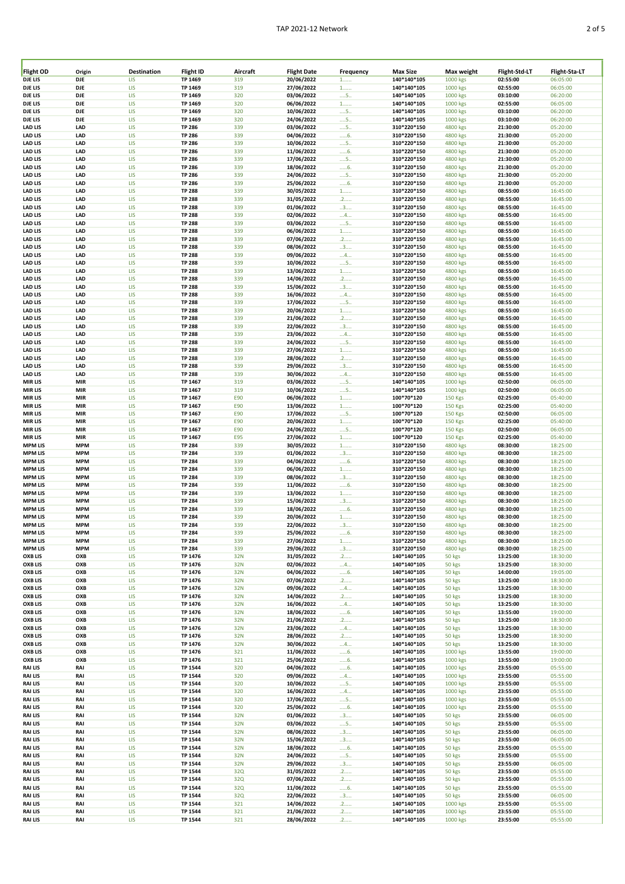| Flight OD | Origin | Destination | Flight ID | Aircraft | Flight Date | Frequency | Max Size | Max weight | Flight-Std-LT | Flight-Sta-LT |
|---|---|---|---|---|---|---|---|---|---|---|
| DJE LIS | DJE | LIS | TP 1469 | 319 | 20/06/2022 | 1...... | 140*140*105 | 1000 kgs | 02:55:00 | 06:05:00 |
| DJE LIS | DJE | LIS | TP 1469 | 319 | 27/06/2022 | 1...... | 140*140*105 | 1000 kgs | 02:55:00 | 06:05:00 |
| DJE LIS | DJE | LIS | TP 1469 | 320 | 03/06/2022 | ....5.. | 140*140*105 | 1000 kgs | 03:10:00 | 06:20:00 |
| DJE LIS | DJE | LIS | TP 1469 | 320 | 06/06/2022 | 1...... | 140*140*105 | 1000 kgs | 02:55:00 | 06:05:00 |
| DJE LIS | DJE | LIS | TP 1469 | 320 | 10/06/2022 | ....5.. | 140*140*105 | 1000 kgs | 03:10:00 | 06:20:00 |
| DJE LIS | DJE | LIS | TP 1469 | 320 | 24/06/2022 | ....5.. | 140*140*105 | 1000 kgs | 03:10:00 | 06:20:00 |
| LAD LIS | LAD | LIS | TP 286 | 339 | 03/06/2022 | ....5.. | 310*220*150 | 4800 kgs | 21:30:00 | 05:20:00 |
| LAD LIS | LAD | LIS | TP 286 | 339 | 04/06/2022 | .....6. | 310*220*150 | 4800 kgs | 21:30:00 | 05:20:00 |
| LAD LIS | LAD | LIS | TP 286 | 339 | 10/06/2022 | ....5.. | 310*220*150 | 4800 kgs | 21:30:00 | 05:20:00 |
| LAD LIS | LAD | LIS | TP 286 | 339 | 11/06/2022 | .....6. | 310*220*150 | 4800 kgs | 21:30:00 | 05:20:00 |
| LAD LIS | LAD | LIS | TP 286 | 339 | 17/06/2022 | ....5.. | 310*220*150 | 4800 kgs | 21:30:00 | 05:20:00 |
| LAD LIS | LAD | LIS | TP 286 | 339 | 18/06/2022 | .....6. | 310*220*150 | 4800 kgs | 21:30:00 | 05:20:00 |
| LAD LIS | LAD | LIS | TP 286 | 339 | 24/06/2022 | ....5.. | 310*220*150 | 4800 kgs | 21:30:00 | 05:20:00 |
| LAD LIS | LAD | LIS | TP 286 | 339 | 25/06/2022 | .....6. | 310*220*150 | 4800 kgs | 21:30:00 | 05:20:00 |
| LAD LIS | LAD | LIS | TP 288 | 339 | 30/05/2022 | 1...... | 310*220*150 | 4800 kgs | 08:55:00 | 16:45:00 |
| LAD LIS | LAD | LIS | TP 288 | 339 | 31/05/2022 | .2..... | 310*220*150 | 4800 kgs | 08:55:00 | 16:45:00 |
| LAD LIS | LAD | LIS | TP 288 | 339 | 01/06/2022 | ..3.... | 310*220*150 | 4800 kgs | 08:55:00 | 16:45:00 |
| LAD LIS | LAD | LIS | TP 288 | 339 | 02/06/2022 | ...4... | 310*220*150 | 4800 kgs | 08:55:00 | 16:45:00 |
| LAD LIS | LAD | LIS | TP 288 | 339 | 03/06/2022 | ....5.. | 310*220*150 | 4800 kgs | 08:55:00 | 16:45:00 |
| LAD LIS | LAD | LIS | TP 288 | 339 | 06/06/2022 | 1...... | 310*220*150 | 4800 kgs | 08:55:00 | 16:45:00 |
| LAD LIS | LAD | LIS | TP 288 | 339 | 07/06/2022 | .2..... | 310*220*150 | 4800 kgs | 08:55:00 | 16:45:00 |
| LAD LIS | LAD | LIS | TP 288 | 339 | 08/06/2022 | ..3.... | 310*220*150 | 4800 kgs | 08:55:00 | 16:45:00 |
| LAD LIS | LAD | LIS | TP 288 | 339 | 09/06/2022 | ...4... | 310*220*150 | 4800 kgs | 08:55:00 | 16:45:00 |
| LAD LIS | LAD | LIS | TP 288 | 339 | 10/06/2022 | ....5.. | 310*220*150 | 4800 kgs | 08:55:00 | 16:45:00 |
| LAD LIS | LAD | LIS | TP 288 | 339 | 13/06/2022 | 1...... | 310*220*150 | 4800 kgs | 08:55:00 | 16:45:00 |
| LAD LIS | LAD | LIS | TP 288 | 339 | 14/06/2022 | .2..... | 310*220*150 | 4800 kgs | 08:55:00 | 16:45:00 |
| LAD LIS | LAD | LIS | TP 288 | 339 | 15/06/2022 | ..3.... | 310*220*150 | 4800 kgs | 08:55:00 | 16:45:00 |
| LAD LIS | LAD | LIS | TP 288 | 339 | 16/06/2022 | ...4... | 310*220*150 | 4800 kgs | 08:55:00 | 16:45:00 |
| LAD LIS | LAD | LIS | TP 288 | 339 | 17/06/2022 | ....5.. | 310*220*150 | 4800 kgs | 08:55:00 | 16:45:00 |
| LAD LIS | LAD | LIS | TP 288 | 339 | 20/06/2022 | 1...... | 310*220*150 | 4800 kgs | 08:55:00 | 16:45:00 |
| LAD LIS | LAD | LIS | TP 288 | 339 | 21/06/2022 | .2..... | 310*220*150 | 4800 kgs | 08:55:00 | 16:45:00 |
| LAD LIS | LAD | LIS | TP 288 | 339 | 22/06/2022 | ..3.... | 310*220*150 | 4800 kgs | 08:55:00 | 16:45:00 |
| LAD LIS | LAD | LIS | TP 288 | 339 | 23/06/2022 | ...4... | 310*220*150 | 4800 kgs | 08:55:00 | 16:45:00 |
| LAD LIS | LAD | LIS | TP 288 | 339 | 24/06/2022 | ....5.. | 310*220*150 | 4800 kgs | 08:55:00 | 16:45:00 |
| LAD LIS | LAD | LIS | TP 288 | 339 | 27/06/2022 | 1...... | 310*220*150 | 4800 kgs | 08:55:00 | 16:45:00 |
| LAD LIS | LAD | LIS | TP 288 | 339 | 28/06/2022 | .2..... | 310*220*150 | 4800 kgs | 08:55:00 | 16:45:00 |
| LAD LIS | LAD | LIS | TP 288 | 339 | 29/06/2022 | ..3.... | 310*220*150 | 4800 kgs | 08:55:00 | 16:45:00 |
| LAD LIS | LAD | LIS | TP 288 | 339 | 30/06/2022 | ...4... | 310*220*150 | 4800 kgs | 08:55:00 | 16:45:00 |
| MIR LIS | MIR | LIS | TP 1467 | 319 | 03/06/2022 | ....5.. | 140*140*105 | 1000 kgs | 02:50:00 | 06:05:00 |
| MIR LIS | MIR | LIS | TP 1467 | 319 | 10/06/2022 | ....5.. | 140*140*105 | 1000 kgs | 02:50:00 | 06:05:00 |
| MIR LIS | MIR | LIS | TP 1467 | E90 | 06/06/2022 | 1...... | 100*70*120 | 150 Kgs | 02:25:00 | 05:40:00 |
| MIR LIS | MIR | LIS | TP 1467 | E90 | 13/06/2022 | 1...... | 100*70*120 | 150 Kgs | 02:25:00 | 05:40:00 |
| MIR LIS | MIR | LIS | TP 1467 | E90 | 17/06/2022 | ....5.. | 100*70*120 | 150 Kgs | 02:50:00 | 06:05:00 |
| MIR LIS | MIR | LIS | TP 1467 | E90 | 20/06/2022 | 1...... | 100*70*120 | 150 Kgs | 02:25:00 | 05:40:00 |
| MIR LIS | MIR | LIS | TP 1467 | E90 | 24/06/2022 | ....5.. | 100*70*120 | 150 Kgs | 02:50:00 | 06:05:00 |
| MIR LIS | MIR | LIS | TP 1467 | E95 | 27/06/2022 | 1...... | 100*70*120 | 150 Kgs | 02:25:00 | 05:40:00 |
| MPM LIS | MPM | LIS | TP 284 | 339 | 30/05/2022 | 1...... | 310*220*150 | 4800 kgs | 08:30:00 | 18:25:00 |
| MPM LIS | MPM | LIS | TP 284 | 339 | 01/06/2022 | ..3.... | 310*220*150 | 4800 kgs | 08:30:00 | 18:25:00 |
| MPM LIS | MPM | LIS | TP 284 | 339 | 04/06/2022 | .....6. | 310*220*150 | 4800 kgs | 08:30:00 | 18:25:00 |
| MPM LIS | MPM | LIS | TP 284 | 339 | 06/06/2022 | 1...... | 310*220*150 | 4800 kgs | 08:30:00 | 18:25:00 |
| MPM LIS | MPM | LIS | TP 284 | 339 | 08/06/2022 | ..3.... | 310*220*150 | 4800 kgs | 08:30:00 | 18:25:00 |
| MPM LIS | MPM | LIS | TP 284 | 339 | 11/06/2022 | .....6. | 310*220*150 | 4800 kgs | 08:30:00 | 18:25:00 |
| MPM LIS | MPM | LIS | TP 284 | 339 | 13/06/2022 | 1...... | 310*220*150 | 4800 kgs | 08:30:00 | 18:25:00 |
| MPM LIS | MPM | LIS | TP 284 | 339 | 15/06/2022 | ..3.... | 310*220*150 | 4800 kgs | 08:30:00 | 18:25:00 |
| MPM LIS | MPM | LIS | TP 284 | 339 | 18/06/2022 | .....6. | 310*220*150 | 4800 kgs | 08:30:00 | 18:25:00 |
| MPM LIS | MPM | LIS | TP 284 | 339 | 20/06/2022 | 1...... | 310*220*150 | 4800 kgs | 08:30:00 | 18:25:00 |
| MPM LIS | MPM | LIS | TP 284 | 339 | 22/06/2022 | ..3.... | 310*220*150 | 4800 kgs | 08:30:00 | 18:25:00 |
| MPM LIS | MPM | LIS | TP 284 | 339 | 25/06/2022 | .....6. | 310*220*150 | 4800 kgs | 08:30:00 | 18:25:00 |
| MPM LIS | MPM | LIS | TP 284 | 339 | 27/06/2022 | 1...... | 310*220*150 | 4800 kgs | 08:30:00 | 18:25:00 |
| MPM LIS | MPM | LIS | TP 284 | 339 | 29/06/2022 | ..3.... | 310*220*150 | 4800 kgs | 08:30:00 | 18:25:00 |
| OXB LIS | OXB | LIS | TP 1476 | 32N | 31/05/2022 | .2..... | 140*140*105 | 50 kgs | 13:25:00 | 18:30:00 |
| OXB LIS | OXB | LIS | TP 1476 | 32N | 02/06/2022 | ...4... | 140*140*105 | 50 kgs | 13:25:00 | 18:30:00 |
| OXB LIS | OXB | LIS | TP 1476 | 32N | 04/06/2022 | .....6. | 140*140*105 | 50 kgs | 14:00:00 | 19:05:00 |
| OXB LIS | OXB | LIS | TP 1476 | 32N | 07/06/2022 | .2..... | 140*140*105 | 50 kgs | 13:25:00 | 18:30:00 |
| OXB LIS | OXB | LIS | TP 1476 | 32N | 09/06/2022 | ...4... | 140*140*105 | 50 kgs | 13:25:00 | 18:30:00 |
| OXB LIS | OXB | LIS | TP 1476 | 32N | 14/06/2022 | .2..... | 140*140*105 | 50 kgs | 13:25:00 | 18:30:00 |
| OXB LIS | OXB | LIS | TP 1476 | 32N | 16/06/2022 | ...4... | 140*140*105 | 50 kgs | 13:25:00 | 18:30:00 |
| OXB LIS | OXB | LIS | TP 1476 | 32N | 18/06/2022 | .....6. | 140*140*105 | 50 kgs | 13:55:00 | 19:00:00 |
| OXB LIS | OXB | LIS | TP 1476 | 32N | 21/06/2022 | .2..... | 140*140*105 | 50 kgs | 13:25:00 | 18:30:00 |
| OXB LIS | OXB | LIS | TP 1476 | 32N | 23/06/2022 | ...4... | 140*140*105 | 50 kgs | 13:25:00 | 18:30:00 |
| OXB LIS | OXB | LIS | TP 1476 | 32N | 28/06/2022 | .2..... | 140*140*105 | 50 kgs | 13:25:00 | 18:30:00 |
| OXB LIS | OXB | LIS | TP 1476 | 32N | 30/06/2022 | ...4... | 140*140*105 | 50 kgs | 13:25:00 | 18:30:00 |
| OXB LIS | OXB | LIS | TP 1476 | 321 | 11/06/2022 | .....6. | 140*140*105 | 1000 kgs | 13:55:00 | 19:00:00 |
| OXB LIS | OXB | LIS | TP 1476 | 321 | 25/06/2022 | .....6. | 140*140*105 | 1000 kgs | 13:55:00 | 19:00:00 |
| RAI LIS | RAI | LIS | TP 1544 | 320 | 04/06/2022 | .....6. | 140*140*105 | 1000 kgs | 23:55:00 | 05:55:00 |
| RAI LIS | RAI | LIS | TP 1544 | 320 | 09/06/2022 | ...4... | 140*140*105 | 1000 kgs | 23:55:00 | 05:55:00 |
| RAI LIS | RAI | LIS | TP 1544 | 320 | 10/06/2022 | ....5.. | 140*140*105 | 1000 kgs | 23:55:00 | 05:55:00 |
| RAI LIS | RAI | LIS | TP 1544 | 320 | 16/06/2022 | ...4... | 140*140*105 | 1000 kgs | 23:55:00 | 05:55:00 |
| RAI LIS | RAI | LIS | TP 1544 | 320 | 17/06/2022 | ....5.. | 140*140*105 | 1000 kgs | 23:55:00 | 05:55:00 |
| RAI LIS | RAI | LIS | TP 1544 | 320 | 25/06/2022 | .....6. | 140*140*105 | 1000 kgs | 23:55:00 | 05:55:00 |
| RAI LIS | RAI | LIS | TP 1544 | 32N | 01/06/2022 | ..3.... | 140*140*105 | 50 kgs | 23:55:00 | 06:05:00 |
| RAI LIS | RAI | LIS | TP 1544 | 32N | 03/06/2022 | ....5.. | 140*140*105 | 50 kgs | 23:55:00 | 05:55:00 |
| RAI LIS | RAI | LIS | TP 1544 | 32N | 08/06/2022 | ..3.... | 140*140*105 | 50 kgs | 23:55:00 | 06:05:00 |
| RAI LIS | RAI | LIS | TP 1544 | 32N | 15/06/2022 | ..3.... | 140*140*105 | 50 kgs | 23:55:00 | 06:05:00 |
| RAI LIS | RAI | LIS | TP 1544 | 32N | 18/06/2022 | .....6. | 140*140*105 | 50 kgs | 23:55:00 | 05:55:00 |
| RAI LIS | RAI | LIS | TP 1544 | 32N | 24/06/2022 | ....5.. | 140*140*105 | 50 kgs | 23:55:00 | 05:55:00 |
| RAI LIS | RAI | LIS | TP 1544 | 32N | 29/06/2022 | ..3.... | 140*140*105 | 50 kgs | 23:55:00 | 06:05:00 |
| RAI LIS | RAI | LIS | TP 1544 | 32Q | 31/05/2022 | .2..... | 140*140*105 | 50 kgs | 23:55:00 | 05:55:00 |
| RAI LIS | RAI | LIS | TP 1544 | 32Q | 07/06/2022 | .2..... | 140*140*105 | 50 kgs | 23:55:00 | 05:55:00 |
| RAI LIS | RAI | LIS | TP 1544 | 32Q | 11/06/2022 | .....6. | 140*140*105 | 50 kgs | 23:55:00 | 05:55:00 |
| RAI LIS | RAI | LIS | TP 1544 | 32Q | 22/06/2022 | ..3.... | 140*140*105 | 50 kgs | 23:55:00 | 06:05:00 |
| RAI LIS | RAI | LIS | TP 1544 | 321 | 14/06/2022 | .2..... | 140*140*105 | 1000 kgs | 23:55:00 | 05:55:00 |
| RAI LIS | RAI | LIS | TP 1544 | 321 | 21/06/2022 | .2..... | 140*140*105 | 1000 kgs | 23:55:00 | 05:55:00 |
| RAI LIS | RAI | LIS | TP 1544 | 321 | 28/06/2022 | .2..... | 140*140*105 | 1000 kgs | 23:55:00 | 05:55:00 |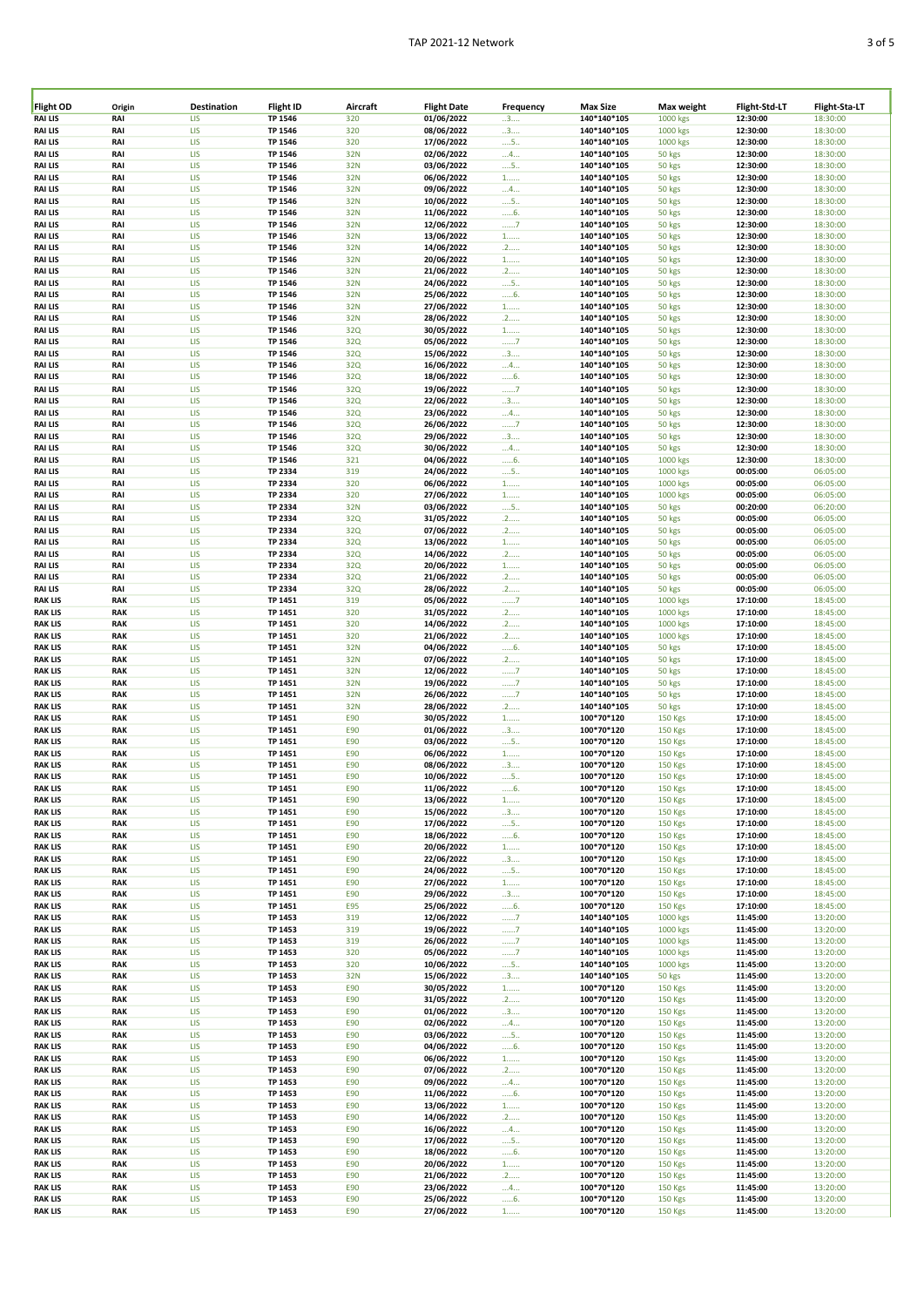| Flight OD | Origin | Destination | Flight ID | Aircraft | Flight Date | Frequency | Max Size | Max weight | Flight-Std-LT | Flight-Sta-LT |
|---|---|---|---|---|---|---|---|---|---|---|
| RAI LIS | RAI | LIS | TP 1546 | 320 | 01/06/2022 | ..3.... | 140*140*105 | 1000 kgs | 12:30:00 | 18:30:00 |
| RAI LIS | RAI | LIS | TP 1546 | 320 | 08/06/2022 | ..3.... | 140*140*105 | 1000 kgs | 12:30:00 | 18:30:00 |
| RAI LIS | RAI | LIS | TP 1546 | 320 | 17/06/2022 | ....5.. | 140*140*105 | 1000 kgs | 12:30:00 | 18:30:00 |
| RAI LIS | RAI | LIS | TP 1546 | 32N | 02/06/2022 | ...4... | 140*140*105 | 50 kgs | 12:30:00 | 18:30:00 |
| RAI LIS | RAI | LIS | TP 1546 | 32N | 03/06/2022 | ....5.. | 140*140*105 | 50 kgs | 12:30:00 | 18:30:00 |
| RAI LIS | RAI | LIS | TP 1546 | 32N | 06/06/2022 | 1...... | 140*140*105 | 50 kgs | 12:30:00 | 18:30:00 |
| RAI LIS | RAI | LIS | TP 1546 | 32N | 09/06/2022 | ...4... | 140*140*105 | 50 kgs | 12:30:00 | 18:30:00 |
| RAI LIS | RAI | LIS | TP 1546 | 32N | 10/06/2022 | ....5.. | 140*140*105 | 50 kgs | 12:30:00 | 18:30:00 |
| RAI LIS | RAI | LIS | TP 1546 | 32N | 11/06/2022 | .....6. | 140*140*105 | 50 kgs | 12:30:00 | 18:30:00 |
| RAI LIS | RAI | LIS | TP 1546 | 32N | 12/06/2022 | ......7 | 140*140*105 | 50 kgs | 12:30:00 | 18:30:00 |
| RAI LIS | RAI | LIS | TP 1546 | 32N | 13/06/2022 | 1...... | 140*140*105 | 50 kgs | 12:30:00 | 18:30:00 |
| RAI LIS | RAI | LIS | TP 1546 | 32N | 14/06/2022 | .2..... | 140*140*105 | 50 kgs | 12:30:00 | 18:30:00 |
| RAI LIS | RAI | LIS | TP 1546 | 32N | 20/06/2022 | 1...... | 140*140*105 | 50 kgs | 12:30:00 | 18:30:00 |
| RAI LIS | RAI | LIS | TP 1546 | 32N | 21/06/2022 | .2..... | 140*140*105 | 50 kgs | 12:30:00 | 18:30:00 |
| RAI LIS | RAI | LIS | TP 1546 | 32N | 24/06/2022 | ....5.. | 140*140*105 | 50 kgs | 12:30:00 | 18:30:00 |
| RAI LIS | RAI | LIS | TP 1546 | 32N | 25/06/2022 | .....6. | 140*140*105 | 50 kgs | 12:30:00 | 18:30:00 |
| RAI LIS | RAI | LIS | TP 1546 | 32N | 27/06/2022 | 1...... | 140*140*105 | 50 kgs | 12:30:00 | 18:30:00 |
| RAI LIS | RAI | LIS | TP 1546 | 32N | 28/06/2022 | .2..... | 140*140*105 | 50 kgs | 12:30:00 | 18:30:00 |
| RAI LIS | RAI | LIS | TP 1546 | 32Q | 30/05/2022 | 1...... | 140*140*105 | 50 kgs | 12:30:00 | 18:30:00 |
| RAI LIS | RAI | LIS | TP 1546 | 32Q | 05/06/2022 | ......7 | 140*140*105 | 50 kgs | 12:30:00 | 18:30:00 |
| RAI LIS | RAI | LIS | TP 1546 | 32Q | 15/06/2022 | ..3.... | 140*140*105 | 50 kgs | 12:30:00 | 18:30:00 |
| RAI LIS | RAI | LIS | TP 1546 | 32Q | 16/06/2022 | ...4... | 140*140*105 | 50 kgs | 12:30:00 | 18:30:00 |
| RAI LIS | RAI | LIS | TP 1546 | 32Q | 18/06/2022 | .....6. | 140*140*105 | 50 kgs | 12:30:00 | 18:30:00 |
| RAI LIS | RAI | LIS | TP 1546 | 32Q | 19/06/2022 | ......7 | 140*140*105 | 50 kgs | 12:30:00 | 18:30:00 |
| RAI LIS | RAI | LIS | TP 1546 | 32Q | 22/06/2022 | ..3.... | 140*140*105 | 50 kgs | 12:30:00 | 18:30:00 |
| RAI LIS | RAI | LIS | TP 1546 | 32Q | 23/06/2022 | ...4... | 140*140*105 | 50 kgs | 12:30:00 | 18:30:00 |
| RAI LIS | RAI | LIS | TP 1546 | 32Q | 26/06/2022 | ......7 | 140*140*105 | 50 kgs | 12:30:00 | 18:30:00 |
| RAI LIS | RAI | LIS | TP 1546 | 32Q | 29/06/2022 | ..3.... | 140*140*105 | 50 kgs | 12:30:00 | 18:30:00 |
| RAI LIS | RAI | LIS | TP 1546 | 32Q | 30/06/2022 | ...4... | 140*140*105 | 50 kgs | 12:30:00 | 18:30:00 |
| RAI LIS | RAI | LIS | TP 1546 | 321 | 04/06/2022 | .....6. | 140*140*105 | 1000 kgs | 12:30:00 | 18:30:00 |
| RAI LIS | RAI | LIS | TP 2334 | 319 | 24/06/2022 | ....5.. | 140*140*105 | 1000 kgs | 00:05:00 | 06:05:00 |
| RAI LIS | RAI | LIS | TP 2334 | 320 | 06/06/2022 | 1...... | 140*140*105 | 1000 kgs | 00:05:00 | 06:05:00 |
| RAI LIS | RAI | LIS | TP 2334 | 320 | 27/06/2022 | 1...... | 140*140*105 | 1000 kgs | 00:05:00 | 06:05:00 |
| RAI LIS | RAI | LIS | TP 2334 | 32N | 03/06/2022 | ....5.. | 140*140*105 | 50 kgs | 00:20:00 | 06:20:00 |
| RAI LIS | RAI | LIS | TP 2334 | 32Q | 31/05/2022 | .2..... | 140*140*105 | 50 kgs | 00:05:00 | 06:05:00 |
| RAI LIS | RAI | LIS | TP 2334 | 32Q | 07/06/2022 | .2..... | 140*140*105 | 50 kgs | 00:05:00 | 06:05:00 |
| RAI LIS | RAI | LIS | TP 2334 | 32Q | 13/06/2022 | 1...... | 140*140*105 | 50 kgs | 00:05:00 | 06:05:00 |
| RAI LIS | RAI | LIS | TP 2334 | 32Q | 14/06/2022 | .2..... | 140*140*105 | 50 kgs | 00:05:00 | 06:05:00 |
| RAI LIS | RAI | LIS | TP 2334 | 32Q | 20/06/2022 | 1...... | 140*140*105 | 50 kgs | 00:05:00 | 06:05:00 |
| RAI LIS | RAI | LIS | TP 2334 | 32Q | 21/06/2022 | .2..... | 140*140*105 | 50 kgs | 00:05:00 | 06:05:00 |
| RAI LIS | RAI | LIS | TP 2334 | 32Q | 28/06/2022 | .2..... | 140*140*105 | 50 kgs | 00:05:00 | 06:05:00 |
| RAK LIS | RAK | LIS | TP 1451 | 319 | 05/06/2022 | ......7 | 140*140*105 | 1000 kgs | 17:10:00 | 18:45:00 |
| RAK LIS | RAK | LIS | TP 1451 | 320 | 31/05/2022 | .2..... | 140*140*105 | 1000 kgs | 17:10:00 | 18:45:00 |
| RAK LIS | RAK | LIS | TP 1451 | 320 | 14/06/2022 | .2..... | 140*140*105 | 1000 kgs | 17:10:00 | 18:45:00 |
| RAK LIS | RAK | LIS | TP 1451 | 320 | 21/06/2022 | .2..... | 140*140*105 | 1000 kgs | 17:10:00 | 18:45:00 |
| RAK LIS | RAK | LIS | TP 1451 | 32N | 04/06/2022 | .....6. | 140*140*105 | 50 kgs | 17:10:00 | 18:45:00 |
| RAK LIS | RAK | LIS | TP 1451 | 32N | 07/06/2022 | .2..... | 140*140*105 | 50 kgs | 17:10:00 | 18:45:00 |
| RAK LIS | RAK | LIS | TP 1451 | 32N | 12/06/2022 | ......7 | 140*140*105 | 50 kgs | 17:10:00 | 18:45:00 |
| RAK LIS | RAK | LIS | TP 1451 | 32N | 19/06/2022 | ......7 | 140*140*105 | 50 kgs | 17:10:00 | 18:45:00 |
| RAK LIS | RAK | LIS | TP 1451 | 32N | 26/06/2022 | ......7 | 140*140*105 | 50 kgs | 17:10:00 | 18:45:00 |
| RAK LIS | RAK | LIS | TP 1451 | 32N | 28/06/2022 | .2..... | 140*140*105 | 50 kgs | 17:10:00 | 18:45:00 |
| RAK LIS | RAK | LIS | TP 1451 | E90 | 30/05/2022 | 1...... | 100*70*120 | 150 Kgs | 17:10:00 | 18:45:00 |
| RAK LIS | RAK | LIS | TP 1451 | E90 | 01/06/2022 | ..3.... | 100*70*120 | 150 Kgs | 17:10:00 | 18:45:00 |
| RAK LIS | RAK | LIS | TP 1451 | E90 | 03/06/2022 | ....5.. | 100*70*120 | 150 Kgs | 17:10:00 | 18:45:00 |
| RAK LIS | RAK | LIS | TP 1451 | E90 | 06/06/2022 | 1...... | 100*70*120 | 150 Kgs | 17:10:00 | 18:45:00 |
| RAK LIS | RAK | LIS | TP 1451 | E90 | 08/06/2022 | ..3.... | 100*70*120 | 150 Kgs | 17:10:00 | 18:45:00 |
| RAK LIS | RAK | LIS | TP 1451 | E90 | 10/06/2022 | ....5.. | 100*70*120 | 150 Kgs | 17:10:00 | 18:45:00 |
| RAK LIS | RAK | LIS | TP 1451 | E90 | 11/06/2022 | .....6. | 100*70*120 | 150 Kgs | 17:10:00 | 18:45:00 |
| RAK LIS | RAK | LIS | TP 1451 | E90 | 13/06/2022 | 1...... | 100*70*120 | 150 Kgs | 17:10:00 | 18:45:00 |
| RAK LIS | RAK | LIS | TP 1451 | E90 | 15/06/2022 | ..3.... | 100*70*120 | 150 Kgs | 17:10:00 | 18:45:00 |
| RAK LIS | RAK | LIS | TP 1451 | E90 | 17/06/2022 | ....5.. | 100*70*120 | 150 Kgs | 17:10:00 | 18:45:00 |
| RAK LIS | RAK | LIS | TP 1451 | E90 | 18/06/2022 | .....6. | 100*70*120 | 150 Kgs | 17:10:00 | 18:45:00 |
| RAK LIS | RAK | LIS | TP 1451 | E90 | 20/06/2022 | 1...... | 100*70*120 | 150 Kgs | 17:10:00 | 18:45:00 |
| RAK LIS | RAK | LIS | TP 1451 | E90 | 22/06/2022 | ..3.... | 100*70*120 | 150 Kgs | 17:10:00 | 18:45:00 |
| RAK LIS | RAK | LIS | TP 1451 | E90 | 24/06/2022 | ....5.. | 100*70*120 | 150 Kgs | 17:10:00 | 18:45:00 |
| RAK LIS | RAK | LIS | TP 1451 | E90 | 27/06/2022 | 1...... | 100*70*120 | 150 Kgs | 17:10:00 | 18:45:00 |
| RAK LIS | RAK | LIS | TP 1451 | E90 | 29/06/2022 | ..3.... | 100*70*120 | 150 Kgs | 17:10:00 | 18:45:00 |
| RAK LIS | RAK | LIS | TP 1451 | E95 | 25/06/2022 | .....6. | 100*70*120 | 150 Kgs | 17:10:00 | 18:45:00 |
| RAK LIS | RAK | LIS | TP 1453 | 319 | 12/06/2022 | ......7 | 140*140*105 | 1000 kgs | 11:45:00 | 13:20:00 |
| RAK LIS | RAK | LIS | TP 1453 | 319 | 19/06/2022 | ......7 | 140*140*105 | 1000 kgs | 11:45:00 | 13:20:00 |
| RAK LIS | RAK | LIS | TP 1453 | 319 | 26/06/2022 | ......7 | 140*140*105 | 1000 kgs | 11:45:00 | 13:20:00 |
| RAK LIS | RAK | LIS | TP 1453 | 320 | 05/06/2022 | ......7 | 140*140*105 | 1000 kgs | 11:45:00 | 13:20:00 |
| RAK LIS | RAK | LIS | TP 1453 | 320 | 10/06/2022 | ....5.. | 140*140*105 | 1000 kgs | 11:45:00 | 13:20:00 |
| RAK LIS | RAK | LIS | TP 1453 | 32N | 15/06/2022 | ..3.... | 140*140*105 | 50 kgs | 11:45:00 | 13:20:00 |
| RAK LIS | RAK | LIS | TP 1453 | E90 | 30/05/2022 | 1...... | 100*70*120 | 150 Kgs | 11:45:00 | 13:20:00 |
| RAK LIS | RAK | LIS | TP 1453 | E90 | 31/05/2022 | .2..... | 100*70*120 | 150 Kgs | 11:45:00 | 13:20:00 |
| RAK LIS | RAK | LIS | TP 1453 | E90 | 01/06/2022 | ..3.... | 100*70*120 | 150 Kgs | 11:45:00 | 13:20:00 |
| RAK LIS | RAK | LIS | TP 1453 | E90 | 02/06/2022 | ...4... | 100*70*120 | 150 Kgs | 11:45:00 | 13:20:00 |
| RAK LIS | RAK | LIS | TP 1453 | E90 | 03/06/2022 | ....5.. | 100*70*120 | 150 Kgs | 11:45:00 | 13:20:00 |
| RAK LIS | RAK | LIS | TP 1453 | E90 | 04/06/2022 | .....6. | 100*70*120 | 150 Kgs | 11:45:00 | 13:20:00 |
| RAK LIS | RAK | LIS | TP 1453 | E90 | 06/06/2022 | 1...... | 100*70*120 | 150 Kgs | 11:45:00 | 13:20:00 |
| RAK LIS | RAK | LIS | TP 1453 | E90 | 07/06/2022 | .2..... | 100*70*120 | 150 Kgs | 11:45:00 | 13:20:00 |
| RAK LIS | RAK | LIS | TP 1453 | E90 | 09/06/2022 | ...4... | 100*70*120 | 150 Kgs | 11:45:00 | 13:20:00 |
| RAK LIS | RAK | LIS | TP 1453 | E90 | 11/06/2022 | .....6. | 100*70*120 | 150 Kgs | 11:45:00 | 13:20:00 |
| RAK LIS | RAK | LIS | TP 1453 | E90 | 13/06/2022 | 1...... | 100*70*120 | 150 Kgs | 11:45:00 | 13:20:00 |
| RAK LIS | RAK | LIS | TP 1453 | E90 | 14/06/2022 | .2..... | 100*70*120 | 150 Kgs | 11:45:00 | 13:20:00 |
| RAK LIS | RAK | LIS | TP 1453 | E90 | 16/06/2022 | ...4... | 100*70*120 | 150 Kgs | 11:45:00 | 13:20:00 |
| RAK LIS | RAK | LIS | TP 1453 | E90 | 17/06/2022 | ....5.. | 100*70*120 | 150 Kgs | 11:45:00 | 13:20:00 |
| RAK LIS | RAK | LIS | TP 1453 | E90 | 18/06/2022 | .....6. | 100*70*120 | 150 Kgs | 11:45:00 | 13:20:00 |
| RAK LIS | RAK | LIS | TP 1453 | E90 | 20/06/2022 | 1...... | 100*70*120 | 150 Kgs | 11:45:00 | 13:20:00 |
| RAK LIS | RAK | LIS | TP 1453 | E90 | 21/06/2022 | .2..... | 100*70*120 | 150 Kgs | 11:45:00 | 13:20:00 |
| RAK LIS | RAK | LIS | TP 1453 | E90 | 23/06/2022 | ...4... | 100*70*120 | 150 Kgs | 11:45:00 | 13:20:00 |
| RAK LIS | RAK | LIS | TP 1453 | E90 | 25/06/2022 | .....6. | 100*70*120 | 150 Kgs | 11:45:00 | 13:20:00 |
| RAK LIS | RAK | LIS | TP 1453 | E90 | 27/06/2022 | 1...... | 100*70*120 | 150 Kgs | 11:45:00 | 13:20:00 |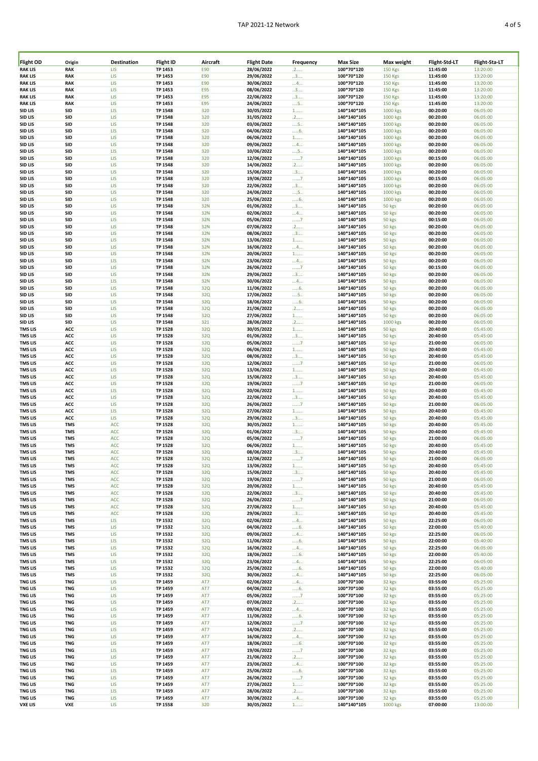| Flight OD | Origin | Destination | Flight ID | Aircraft | Flight Date | Frequency | Max Size | Max weight | Flight-Std-LT | Flight-Sta-LT |
|---|---|---|---|---|---|---|---|---|---|---|
| RAK LIS | RAK | LIS | TP 1453 | E90 | 28/06/2022 | .2..... | 100*70*120 | 150 Kgs | 11:45:00 | 13:20:00 |
| RAK LIS | RAK | LIS | TP 1453 | E90 | 29/06/2022 | ..3.... | 100*70*120 | 150 Kgs | 11:45:00 | 13:20:00 |
| RAK LIS | RAK | LIS | TP 1453 | E90 | 30/06/2022 | ...4... | 100*70*120 | 150 Kgs | 11:45:00 | 13:20:00 |
| RAK LIS | RAK | LIS | TP 1453 | E95 | 08/06/2022 | ..3.... | 100*70*120 | 150 Kgs | 11:45:00 | 13:20:00 |
| RAK LIS | RAK | LIS | TP 1453 | E95 | 22/06/2022 | ..3.... | 100*70*120 | 150 Kgs | 11:45:00 | 13:20:00 |
| RAK LIS | RAK | LIS | TP 1453 | E95 | 24/06/2022 | ....5.. | 100*70*120 | 150 Kgs | 11:45:00 | 13:20:00 |
| SID LIS | SID | LIS | TP 1548 | 320 | 30/05/2022 | 1...... | 140*140*105 | 1000 kgs | 00:20:00 | 06:05:00 |
| SID LIS | SID | LIS | TP 1548 | 320 | 31/05/2022 | .2..... | 140*140*105 | 1000 kgs | 00:20:00 | 06:05:00 |
| SID LIS | SID | LIS | TP 1548 | 320 | 03/06/2022 | ....5.. | 140*140*105 | 1000 kgs | 00:20:00 | 06:05:00 |
| SID LIS | SID | LIS | TP 1548 | 320 | 04/06/2022 | .....6. | 140*140*105 | 1000 kgs | 00:20:00 | 06:05:00 |
| SID LIS | SID | LIS | TP 1548 | 320 | 06/06/2022 | 1...... | 140*140*105 | 1000 kgs | 00:20:00 | 06:05:00 |
| SID LIS | SID | LIS | TP 1548 | 320 | 09/06/2022 | ...4... | 140*140*105 | 1000 kgs | 00:20:00 | 06:05:00 |
| SID LIS | SID | LIS | TP 1548 | 320 | 10/06/2022 | ....5.. | 140*140*105 | 1000 kgs | 00:20:00 | 06:05:00 |
| SID LIS | SID | LIS | TP 1548 | 320 | 12/06/2022 | ......7 | 140*140*105 | 1000 kgs | 00:15:00 | 06:05:00 |
| SID LIS | SID | LIS | TP 1548 | 320 | 14/06/2022 | .2..... | 140*140*105 | 1000 kgs | 00:20:00 | 06:05:00 |
| SID LIS | SID | LIS | TP 1548 | 320 | 15/06/2022 | ..3.... | 140*140*105 | 1000 kgs | 00:20:00 | 06:05:00 |
| SID LIS | SID | LIS | TP 1548 | 320 | 19/06/2022 | ......7 | 140*140*105 | 1000 kgs | 00:15:00 | 06:05:00 |
| SID LIS | SID | LIS | TP 1548 | 320 | 22/06/2022 | ..3.... | 140*140*105 | 1000 kgs | 00:20:00 | 06:05:00 |
| SID LIS | SID | LIS | TP 1548 | 320 | 24/06/2022 | ....5.. | 140*140*105 | 1000 kgs | 00:20:00 | 06:05:00 |
| SID LIS | SID | LIS | TP 1548 | 320 | 25/06/2022 | .....6. | 140*140*105 | 1000 kgs | 00:20:00 | 06:05:00 |
| SID LIS | SID | LIS | TP 1548 | 32N | 01/06/2022 | ..3.... | 140*140*105 | 50 kgs | 00:20:00 | 06:05:00 |
| SID LIS | SID | LIS | TP 1548 | 32N | 02/06/2022 | ...4... | 140*140*105 | 50 kgs | 00:20:00 | 06:05:00 |
| SID LIS | SID | LIS | TP 1548 | 32N | 05/06/2022 | ......7 | 140*140*105 | 50 kgs | 00:15:00 | 06:05:00 |
| SID LIS | SID | LIS | TP 1548 | 32N | 07/06/2022 | .2..... | 140*140*105 | 50 kgs | 00:20:00 | 06:05:00 |
| SID LIS | SID | LIS | TP 1548 | 32N | 08/06/2022 | ..3.... | 140*140*105 | 50 kgs | 00:20:00 | 06:05:00 |
| SID LIS | SID | LIS | TP 1548 | 32N | 13/06/2022 | 1...... | 140*140*105 | 50 kgs | 00:20:00 | 06:05:00 |
| SID LIS | SID | LIS | TP 1548 | 32N | 16/06/2022 | ...4... | 140*140*105 | 50 kgs | 00:20:00 | 06:05:00 |
| SID LIS | SID | LIS | TP 1548 | 32N | 20/06/2022 | 1...... | 140*140*105 | 50 kgs | 00:20:00 | 06:05:00 |
| SID LIS | SID | LIS | TP 1548 | 32N | 23/06/2022 | ...4... | 140*140*105 | 50 kgs | 00:20:00 | 06:05:00 |
| SID LIS | SID | LIS | TP 1548 | 32N | 26/06/2022 | ......7 | 140*140*105 | 50 kgs | 00:15:00 | 06:05:00 |
| SID LIS | SID | LIS | TP 1548 | 32N | 29/06/2022 | ..3.... | 140*140*105 | 50 kgs | 00:20:00 | 06:05:00 |
| SID LIS | SID | LIS | TP 1548 | 32N | 30/06/2022 | ...4... | 140*140*105 | 50 kgs | 00:20:00 | 06:05:00 |
| SID LIS | SID | LIS | TP 1548 | 32Q | 11/06/2022 | .....6. | 140*140*105 | 50 kgs | 00:20:00 | 06:05:00 |
| SID LIS | SID | LIS | TP 1548 | 32Q | 17/06/2022 | ....5.. | 140*140*105 | 50 kgs | 00:20:00 | 06:05:00 |
| SID LIS | SID | LIS | TP 1548 | 32Q | 18/06/2022 | .....6. | 140*140*105 | 50 kgs | 00:20:00 | 06:05:00 |
| SID LIS | SID | LIS | TP 1548 | 32Q | 21/06/2022 | .2..... | 140*140*105 | 50 kgs | 00:20:00 | 06:05:00 |
| SID LIS | SID | LIS | TP 1548 | 32Q | 27/06/2022 | 1...... | 140*140*105 | 50 kgs | 00:20:00 | 06:05:00 |
| SID LIS | SID | LIS | TP 1548 | 321 | 28/06/2022 | .2..... | 140*140*105 | 1000 kgs | 00:20:00 | 06:05:00 |
| TMS LIS | ACC | LIS | TP 1528 | 32Q | 30/05/2022 | 1...... | 140*140*105 | 50 kgs | 20:40:00 | 05:45:00 |
| TMS LIS | ACC | LIS | TP 1528 | 32Q | 01/06/2022 | ..3.... | 140*140*105 | 50 kgs | 20:40:00 | 05:45:00 |
| TMS LIS | ACC | LIS | TP 1528 | 32Q | 05/06/2022 | ......7 | 140*140*105 | 50 kgs | 21:00:00 | 06:05:00 |
| TMS LIS | ACC | LIS | TP 1528 | 32Q | 06/06/2022 | 1...... | 140*140*105 | 50 kgs | 20:40:00 | 05:45:00 |
| TMS LIS | ACC | LIS | TP 1528 | 32Q | 08/06/2022 | ..3.... | 140*140*105 | 50 kgs | 20:40:00 | 05:45:00 |
| TMS LIS | ACC | LIS | TP 1528 | 32Q | 12/06/2022 | ......7 | 140*140*105 | 50 kgs | 21:00:00 | 06:05:00 |
| TMS LIS | ACC | LIS | TP 1528 | 32Q | 13/06/2022 | 1...... | 140*140*105 | 50 kgs | 20:40:00 | 05:45:00 |
| TMS LIS | ACC | LIS | TP 1528 | 32Q | 15/06/2022 | ..3.... | 140*140*105 | 50 kgs | 20:40:00 | 05:45:00 |
| TMS LIS | ACC | LIS | TP 1528 | 32Q | 19/06/2022 | ......7 | 140*140*105 | 50 kgs | 21:00:00 | 06:05:00 |
| TMS LIS | ACC | LIS | TP 1528 | 32Q | 20/06/2022 | 1...... | 140*140*105 | 50 kgs | 20:40:00 | 05:45:00 |
| TMS LIS | ACC | LIS | TP 1528 | 32Q | 22/06/2022 | ..3.... | 140*140*105 | 50 kgs | 20:40:00 | 05:45:00 |
| TMS LIS | ACC | LIS | TP 1528 | 32Q | 26/06/2022 | ......7 | 140*140*105 | 50 kgs | 21:00:00 | 06:05:00 |
| TMS LIS | ACC | LIS | TP 1528 | 32Q | 27/06/2022 | 1...... | 140*140*105 | 50 kgs | 20:40:00 | 05:45:00 |
| TMS LIS | ACC | LIS | TP 1528 | 32Q | 29/06/2022 | ..3.... | 140*140*105 | 50 kgs | 20:40:00 | 05:45:00 |
| TMS LIS | TMS | ACC | TP 1528 | 32Q | 30/05/2022 | 1...... | 140*140*105 | 50 kgs | 20:40:00 | 05:45:00 |
| TMS LIS | TMS | ACC | TP 1528 | 32Q | 01/06/2022 | ..3.... | 140*140*105 | 50 kgs | 20:40:00 | 05:45:00 |
| TMS LIS | TMS | ACC | TP 1528 | 32Q | 05/06/2022 | ......7 | 140*140*105 | 50 kgs | 21:00:00 | 06:05:00 |
| TMS LIS | TMS | ACC | TP 1528 | 32Q | 06/06/2022 | 1...... | 140*140*105 | 50 kgs | 20:40:00 | 05:45:00 |
| TMS LIS | TMS | ACC | TP 1528 | 32Q | 08/06/2022 | ..3.... | 140*140*105 | 50 kgs | 20:40:00 | 05:45:00 |
| TMS LIS | TMS | ACC | TP 1528 | 32Q | 12/06/2022 | ......7 | 140*140*105 | 50 kgs | 21:00:00 | 06:05:00 |
| TMS LIS | TMS | ACC | TP 1528 | 32Q | 13/06/2022 | 1...... | 140*140*105 | 50 kgs | 20:40:00 | 05:45:00 |
| TMS LIS | TMS | ACC | TP 1528 | 32Q | 15/06/2022 | ..3.... | 140*140*105 | 50 kgs | 20:40:00 | 05:45:00 |
| TMS LIS | TMS | ACC | TP 1528 | 32Q | 19/06/2022 | ......7 | 140*140*105 | 50 kgs | 21:00:00 | 06:05:00 |
| TMS LIS | TMS | ACC | TP 1528 | 32Q | 20/06/2022 | 1...... | 140*140*105 | 50 kgs | 20:40:00 | 05:45:00 |
| TMS LIS | TMS | ACC | TP 1528 | 32Q | 22/06/2022 | ..3.... | 140*140*105 | 50 kgs | 20:40:00 | 05:45:00 |
| TMS LIS | TMS | ACC | TP 1528 | 32Q | 26/06/2022 | ......7 | 140*140*105 | 50 kgs | 21:00:00 | 06:05:00 |
| TMS LIS | TMS | ACC | TP 1528 | 32Q | 27/06/2022 | 1...... | 140*140*105 | 50 kgs | 20:40:00 | 05:45:00 |
| TMS LIS | TMS | ACC | TP 1528 | 32Q | 29/06/2022 | ..3.... | 140*140*105 | 50 kgs | 20:40:00 | 05:45:00 |
| TMS LIS | TMS | LIS | TP 1532 | 32Q | 02/06/2022 | ...4... | 140*140*105 | 50 kgs | 22:25:00 | 06:05:00 |
| TMS LIS | TMS | LIS | TP 1532 | 32Q | 04/06/2022 | .....6. | 140*140*105 | 50 kgs | 22:00:00 | 05:40:00 |
| TMS LIS | TMS | LIS | TP 1532 | 32Q | 09/06/2022 | ...4... | 140*140*105 | 50 kgs | 22:25:00 | 06:05:00 |
| TMS LIS | TMS | LIS | TP 1532 | 32Q | 11/06/2022 | .....6. | 140*140*105 | 50 kgs | 22:00:00 | 05:40:00 |
| TMS LIS | TMS | LIS | TP 1532 | 32Q | 16/06/2022 | ...4... | 140*140*105 | 50 kgs | 22:25:00 | 06:05:00 |
| TMS LIS | TMS | LIS | TP 1532 | 32Q | 18/06/2022 | .....6. | 140*140*105 | 50 kgs | 22:00:00 | 05:40:00 |
| TMS LIS | TMS | LIS | TP 1532 | 32Q | 23/06/2022 | ...4... | 140*140*105 | 50 kgs | 22:25:00 | 06:05:00 |
| TMS LIS | TMS | LIS | TP 1532 | 32Q | 25/06/2022 | .....6. | 140*140*105 | 50 kgs | 22:00:00 | 05:40:00 |
| TMS LIS | TMS | LIS | TP 1532 | 32Q | 30/06/2022 | ...4... | 140*140*105 | 50 kgs | 22:25:00 | 06:05:00 |
| TNG LIS | TNG | LIS | TP 1459 | AT7 | 02/06/2022 | ...4... | 100*70*100 | 32 kgs | 03:55:00 | 05:25:00 |
| TNG LIS | TNG | LIS | TP 1459 | AT7 | 04/06/2022 | .....6. | 100*70*100 | 32 kgs | 03:55:00 | 05:25:00 |
| TNG LIS | TNG | LIS | TP 1459 | AT7 | 05/06/2022 | ......7 | 100*70*100 | 32 kgs | 03:55:00 | 05:25:00 |
| TNG LIS | TNG | LIS | TP 1459 | AT7 | 07/06/2022 | .2..... | 100*70*100 | 32 kgs | 03:55:00 | 05:25:00 |
| TNG LIS | TNG | LIS | TP 1459 | AT7 | 09/06/2022 | ...4... | 100*70*100 | 32 kgs | 03:55:00 | 05:25:00 |
| TNG LIS | TNG | LIS | TP 1459 | AT7 | 11/06/2022 | .....6. | 100*70*100 | 32 kgs | 03:55:00 | 05:25:00 |
| TNG LIS | TNG | LIS | TP 1459 | AT7 | 12/06/2022 | ......7 | 100*70*100 | 32 kgs | 03:55:00 | 05:25:00 |
| TNG LIS | TNG | LIS | TP 1459 | AT7 | 14/06/2022 | .2..... | 100*70*100 | 32 kgs | 03:55:00 | 05:25:00 |
| TNG LIS | TNG | LIS | TP 1459 | AT7 | 16/06/2022 | ...4... | 100*70*100 | 32 kgs | 03:55:00 | 05:25:00 |
| TNG LIS | TNG | LIS | TP 1459 | AT7 | 18/06/2022 | .....6. | 100*70*100 | 32 kgs | 03:55:00 | 05:25:00 |
| TNG LIS | TNG | LIS | TP 1459 | AT7 | 19/06/2022 | ......7 | 100*70*100 | 32 kgs | 03:55:00 | 05:25:00 |
| TNG LIS | TNG | LIS | TP 1459 | AT7 | 21/06/2022 | .2..... | 100*70*100 | 32 kgs | 03:55:00 | 05:25:00 |
| TNG LIS | TNG | LIS | TP 1459 | AT7 | 23/06/2022 | ...4... | 100*70*100 | 32 kgs | 03:55:00 | 05:25:00 |
| TNG LIS | TNG | LIS | TP 1459 | AT7 | 25/06/2022 | .....6. | 100*70*100 | 32 kgs | 03:55:00 | 05:25:00 |
| TNG LIS | TNG | LIS | TP 1459 | AT7 | 26/06/2022 | ......7 | 100*70*100 | 32 kgs | 03:55:00 | 05:25:00 |
| TNG LIS | TNG | LIS | TP 1459 | AT7 | 27/06/2022 | 1...... | 100*70*100 | 32 kgs | 03:55:00 | 05:25:00 |
| TNG LIS | TNG | LIS | TP 1459 | AT7 | 28/06/2022 | .2..... | 100*70*100 | 32 kgs | 03:55:00 | 05:25:00 |
| TNG LIS | TNG | LIS | TP 1459 | AT7 | 30/06/2022 | ...4... | 100*70*100 | 32 kgs | 03:55:00 | 05:25:00 |
| VXE LIS | VXE | LIS | TP 1558 | 320 | 30/05/2022 | 1...... | 140*140*105 | 1000 kgs | 07:00:00 | 13:00:00 |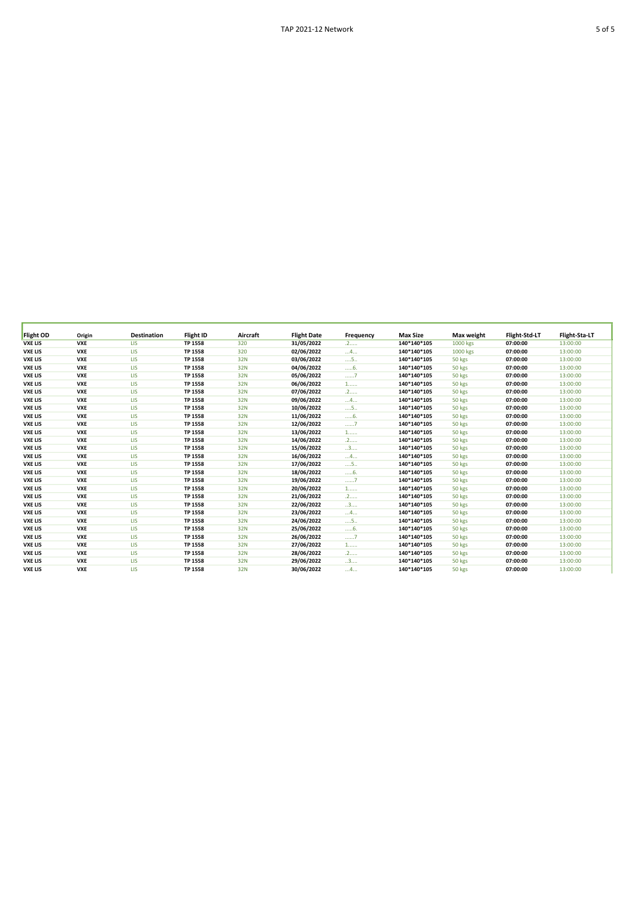| Flight OD | Origin | Destination | Flight ID | Aircraft | Flight Date | Frequency | Max Size | Max weight | Flight-Std-LT | Flight-Sta-LT |
|---|---|---|---|---|---|---|---|---|---|---|
| VXE LIS | VXE | LIS | TP 1558 | 320 | 31/05/2022 | .2..... | 140*140*105 | 1000 kgs | 07:00:00 | 13:00:00 |
| VXE LIS | VXE | LIS | TP 1558 | 320 | 02/06/2022 | ...4... | 140*140*105 | 1000 kgs | 07:00:00 | 13:00:00 |
| VXE LIS | VXE | LIS | TP 1558 | 32N | 03/06/2022 | ....5.. | 140*140*105 | 50 kgs | 07:00:00 | 13:00:00 |
| VXE LIS | VXE | LIS | TP 1558 | 32N | 04/06/2022 | .....6. | 140*140*105 | 50 kgs | 07:00:00 | 13:00:00 |
| VXE LIS | VXE | LIS | TP 1558 | 32N | 05/06/2022 | ......7 | 140*140*105 | 50 kgs | 07:00:00 | 13:00:00 |
| VXE LIS | VXE | LIS | TP 1558 | 32N | 06/06/2022 | 1...... | 140*140*105 | 50 kgs | 07:00:00 | 13:00:00 |
| VXE LIS | VXE | LIS | TP 1558 | 32N | 07/06/2022 | .2..... | 140*140*105 | 50 kgs | 07:00:00 | 13:00:00 |
| VXE LIS | VXE | LIS | TP 1558 | 32N | 09/06/2022 | ...4... | 140*140*105 | 50 kgs | 07:00:00 | 13:00:00 |
| VXE LIS | VXE | LIS | TP 1558 | 32N | 10/06/2022 | ....5.. | 140*140*105 | 50 kgs | 07:00:00 | 13:00:00 |
| VXE LIS | VXE | LIS | TP 1558 | 32N | 11/06/2022 | .....6. | 140*140*105 | 50 kgs | 07:00:00 | 13:00:00 |
| VXE LIS | VXE | LIS | TP 1558 | 32N | 12/06/2022 | ......7 | 140*140*105 | 50 kgs | 07:00:00 | 13:00:00 |
| VXE LIS | VXE | LIS | TP 1558 | 32N | 13/06/2022 | 1...... | 140*140*105 | 50 kgs | 07:00:00 | 13:00:00 |
| VXE LIS | VXE | LIS | TP 1558 | 32N | 14/06/2022 | .2..... | 140*140*105 | 50 kgs | 07:00:00 | 13:00:00 |
| VXE LIS | VXE | LIS | TP 1558 | 32N | 15/06/2022 | ..3.... | 140*140*105 | 50 kgs | 07:00:00 | 13:00:00 |
| VXE LIS | VXE | LIS | TP 1558 | 32N | 16/06/2022 | ...4... | 140*140*105 | 50 kgs | 07:00:00 | 13:00:00 |
| VXE LIS | VXE | LIS | TP 1558 | 32N | 17/06/2022 | ....5.. | 140*140*105 | 50 kgs | 07:00:00 | 13:00:00 |
| VXE LIS | VXE | LIS | TP 1558 | 32N | 18/06/2022 | .....6. | 140*140*105 | 50 kgs | 07:00:00 | 13:00:00 |
| VXE LIS | VXE | LIS | TP 1558 | 32N | 19/06/2022 | ......7 | 140*140*105 | 50 kgs | 07:00:00 | 13:00:00 |
| VXE LIS | VXE | LIS | TP 1558 | 32N | 20/06/2022 | 1...... | 140*140*105 | 50 kgs | 07:00:00 | 13:00:00 |
| VXE LIS | VXE | LIS | TP 1558 | 32N | 21/06/2022 | .2..... | 140*140*105 | 50 kgs | 07:00:00 | 13:00:00 |
| VXE LIS | VXE | LIS | TP 1558 | 32N | 22/06/2022 | ..3.... | 140*140*105 | 50 kgs | 07:00:00 | 13:00:00 |
| VXE LIS | VXE | LIS | TP 1558 | 32N | 23/06/2022 | ...4... | 140*140*105 | 50 kgs | 07:00:00 | 13:00:00 |
| VXE LIS | VXE | LIS | TP 1558 | 32N | 24/06/2022 | ....5.. | 140*140*105 | 50 kgs | 07:00:00 | 13:00:00 |
| VXE LIS | VXE | LIS | TP 1558 | 32N | 25/06/2022 | .....6. | 140*140*105 | 50 kgs | 07:00:00 | 13:00:00 |
| VXE LIS | VXE | LIS | TP 1558 | 32N | 26/06/2022 | ......7 | 140*140*105 | 50 kgs | 07:00:00 | 13:00:00 |
| VXE LIS | VXE | LIS | TP 1558 | 32N | 27/06/2022 | 1...... | 140*140*105 | 50 kgs | 07:00:00 | 13:00:00 |
| VXE LIS | VXE | LIS | TP 1558 | 32N | 28/06/2022 | .2..... | 140*140*105 | 50 kgs | 07:00:00 | 13:00:00 |
| VXE LIS | VXE | LIS | TP 1558 | 32N | 29/06/2022 | ..3.... | 140*140*105 | 50 kgs | 07:00:00 | 13:00:00 |
| VXE LIS | VXE | LIS | TP 1558 | 32N | 30/06/2022 | ...4... | 140*140*105 | 50 kgs | 07:00:00 | 13:00:00 |